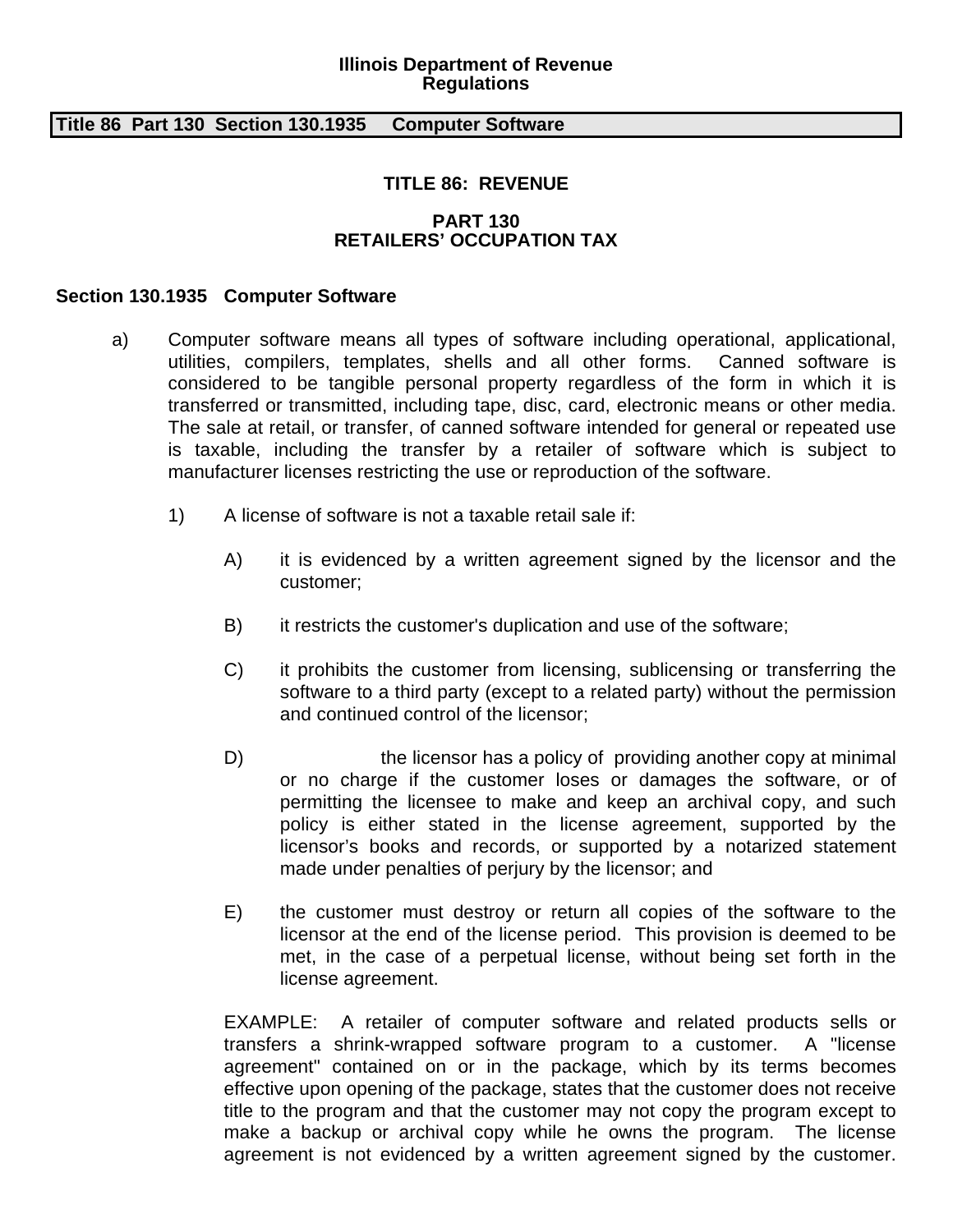**Illinois Department of Revenue**
**Regulations**

**Title 86 Part 130 Section 130.1935 Computer Software**

# TITLE 86: REVENUE

## PART 130
## RETAILERS' OCCUPATION TAX

### Section 130.1935 Computer Software

a) Computer software means all types of software including operational, applicational, utilities, compilers, templates, shells and all other forms. Canned software is considered to be tangible personal property regardless of the form in which it is transferred or transmitted, including tape, disc, card, electronic means or other media. The sale at retail, or transfer, of canned software intended for general or repeated use is taxable, including the transfer by a retailer of software which is subject to manufacturer licenses restricting the use or reproduction of the software.

1) A license of software is not a taxable retail sale if:

A) it is evidenced by a written agreement signed by the licensor and the customer;

B) it restricts the customer's duplication and use of the software;

C) it prohibits the customer from licensing, sublicensing or transferring the software to a third party (except to a related party) without the permission and continued control of the licensor;

D) the licensor has a policy of providing another copy at minimal or no charge if the customer loses or damages the software, or of permitting the licensee to make and keep an archival copy, and such policy is either stated in the license agreement, supported by the licensor's books and records, or supported by a notarized statement made under penalties of perjury by the licensor; and

E) the customer must destroy or return all copies of the software to the licensor at the end of the license period. This provision is deemed to be met, in the case of a perpetual license, without being set forth in the license agreement.

EXAMPLE: A retailer of computer software and related products sells or transfers a shrink-wrapped software program to a customer. A "license agreement" contained on or in the package, which by its terms becomes effective upon opening of the package, states that the customer does not receive title to the program and that the customer may not copy the program except to make a backup or archival copy while he owns the program. The license agreement is not evidenced by a written agreement signed by the customer.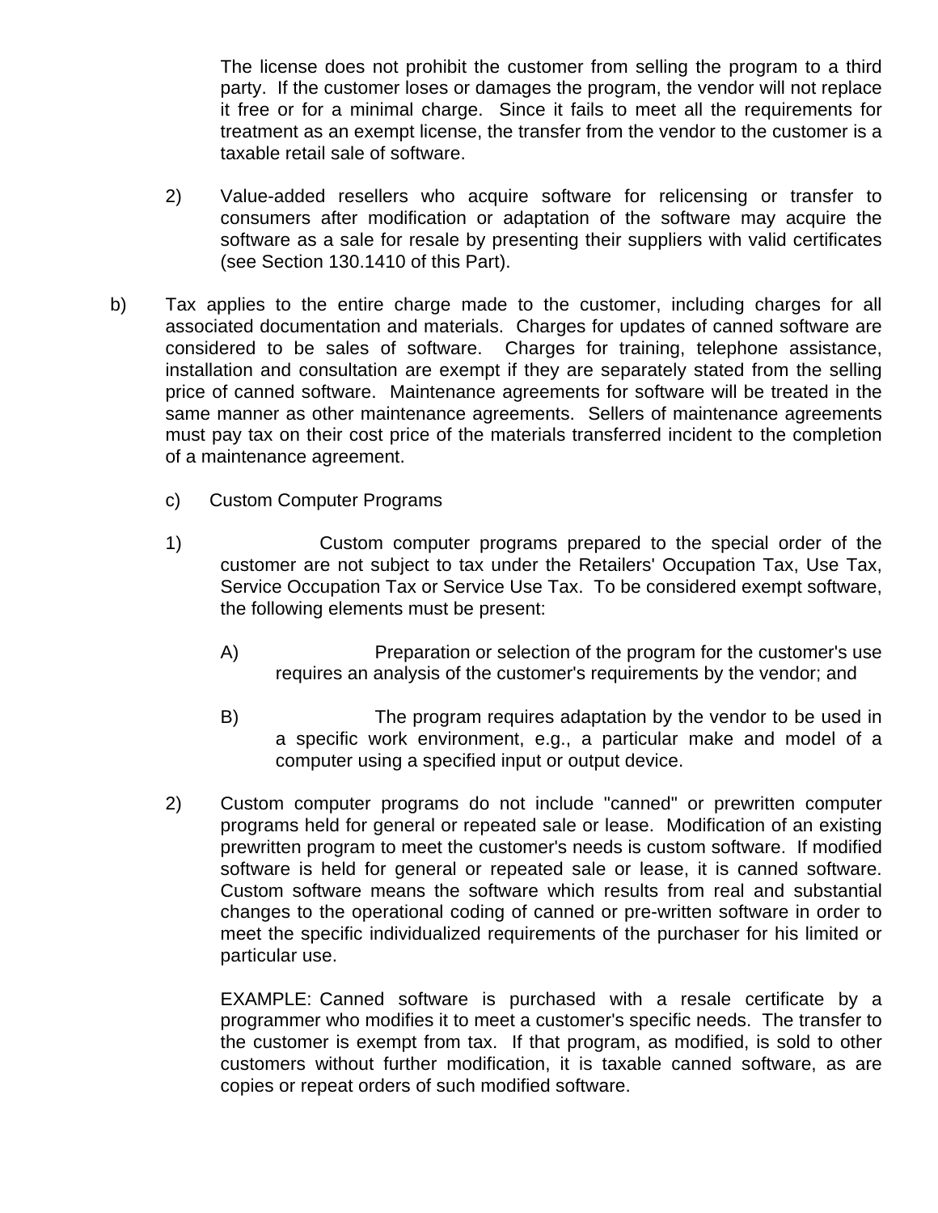The license does not prohibit the customer from selling the program to a third party. If the customer loses or damages the program, the vendor will not replace it free or for a minimal charge. Since it fails to meet all the requirements for treatment as an exempt license, the transfer from the vendor to the customer is a taxable retail sale of software.

2) Value-added resellers who acquire software for relicensing or transfer to consumers after modification or adaptation of the software may acquire the software as a sale for resale by presenting their suppliers with valid certificates (see Section 130.1410 of this Part).

b) Tax applies to the entire charge made to the customer, including charges for all associated documentation and materials. Charges for updates of canned software are considered to be sales of software. Charges for training, telephone assistance, installation and consultation are exempt if they are separately stated from the selling price of canned software. Maintenance agreements for software will be treated in the same manner as other maintenance agreements. Sellers of maintenance agreements must pay tax on their cost price of the materials transferred incident to the completion of a maintenance agreement.

c) Custom Computer Programs

1) Custom computer programs prepared to the special order of the customer are not subject to tax under the Retailers' Occupation Tax, Use Tax, Service Occupation Tax or Service Use Tax. To be considered exempt software, the following elements must be present:

A) Preparation or selection of the program for the customer's use requires an analysis of the customer's requirements by the vendor; and

B) The program requires adaptation by the vendor to be used in a specific work environment, e.g., a particular make and model of a computer using a specified input or output device.

2) Custom computer programs do not include "canned" or prewritten computer programs held for general or repeated sale or lease. Modification of an existing prewritten program to meet the customer's needs is custom software. If modified software is held for general or repeated sale or lease, it is canned software. Custom software means the software which results from real and substantial changes to the operational coding of canned or pre-written software in order to meet the specific individualized requirements of the purchaser for his limited or particular use.

EXAMPLE: Canned software is purchased with a resale certificate by a programmer who modifies it to meet a customer's specific needs. The transfer to the customer is exempt from tax. If that program, as modified, is sold to other customers without further modification, it is taxable canned software, as are copies or repeat orders of such modified software.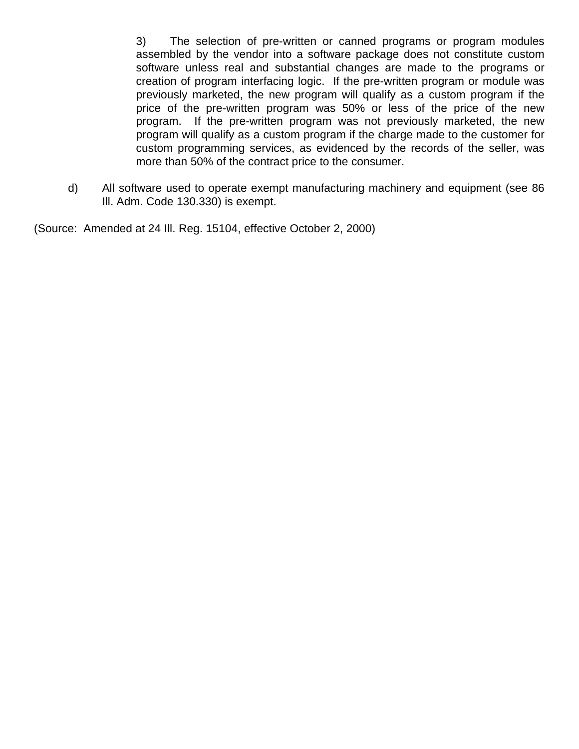3) The selection of pre-written or canned programs or program modules assembled by the vendor into a software package does not constitute custom software unless real and substantial changes are made to the programs or creation of program interfacing logic. If the pre-written program or module was previously marketed, the new program will qualify as a custom program if the price of the pre-written program was 50% or less of the price of the new program. If the pre-written program was not previously marketed, the new program will qualify as a custom program if the charge made to the customer for custom programming services, as evidenced by the records of the seller, was more than 50% of the contract price to the consumer.

d) All software used to operate exempt manufacturing machinery and equipment (see 86 Ill. Adm. Code 130.330) is exempt.

(Source: Amended at 24 Ill. Reg. 15104, effective October 2, 2000)